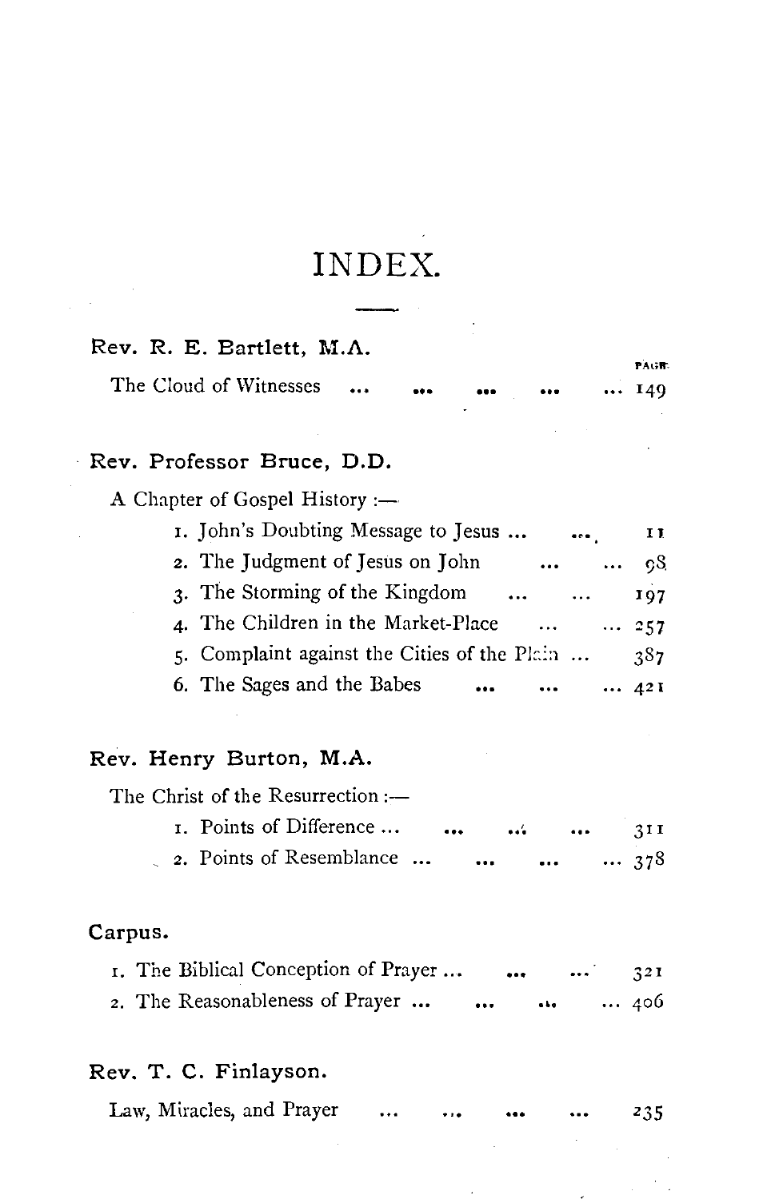# INDEX.

**Rev. R. E. Bartlett, M.A.**

PAGE

The Cloud of Witnesses ... ... ... ... ... 149

**Rev. Professor Bruce, D.D.**

A Chapter of Gospel History :—

1. John's Doubting Message to Jesus ... ... 11
2. The Judgment of Jesus on John ... ... 98
3. The Storming of the Kingdom ... ... 197
4. The Children in the Market-Place ... ... 257
5. Complaint against the Cities of the Plain ... 387
6. The Sages and the Babes ... ... ... 421

**Rev. Henry Burton, M.A.**

The Christ of the Resurrection :—

1. Points of Difference ... ... ... ... 311
2. Points of Resemblance ... ... ... ... 378

**Carpus.**

1. The Biblical Conception of Prayer ... ... ... 321
2. The Reasonableness of Prayer ... ... ... ... 406

**Rev. T. C. Finlayson.**

Law, Miracles, and Prayer ... ... ... ... 235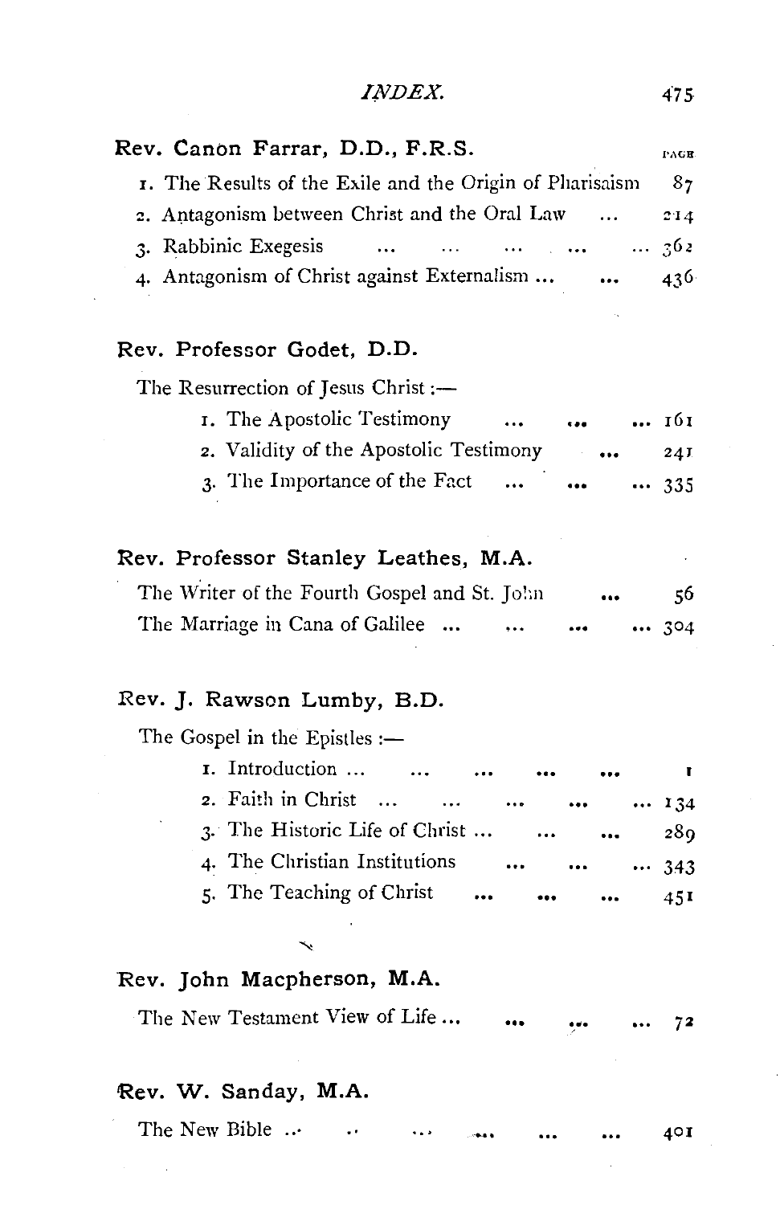| Rev. Canon Farrar, D.D., F.R.S. | PAGE |
| --- | --- |
| 1. The Results of the Exile and the Origin of Pharisaism | 87 |
| 2. Antagonism between Christ and the Oral Law ... | 214 |
| 3. Rabbinic Exegesis ... ... ... ... ... | 362 |
| 4. Antagonism of Christ against Externalism ... ... | 436 |

**Rev. Professor Godet, D.D.**

The Resurrection of Jesus Christ :—

| | |
| --- | --- |
| 1. The Apostolic Testimony ... ... ... | 161 |
| 2. Validity of the Apostolic Testimony ... | 241 |
| 3. The Importance of the Fact ... ... ... | 335 |

**Rev. Professor Stanley Leathes, M.A.**

| | |
| --- | --- |
| The Writer of the Fourth Gospel and St. John ... | 56 |
| The Marriage in Cana of Galilee ... ... ... ... | 304 |

**Rev. J. Rawson Lumby, B.D.**

The Gospel in the Epistles :—

| | |
| --- | --- |
| 1. Introduction ... ... ... ... ... | 1 |
| 2. Faith in Christ ... ... ... ... ... | 134 |
| 3. The Historic Life of Christ ... ... ... | 289 |
| 4. The Christian Institutions ... ... ... | 343 |
| 5. The Teaching of Christ ... ... ... | 451 |

**Rev. John Macpherson, M.A.**

| | |
| --- | --- |
| The New Testament View of Life ... ... ... ... | 72 |

**Rev. W. Sanday, M.A.**

| | |
| --- | --- |
| The New Bible ... ... ... ... ... ... | 401 |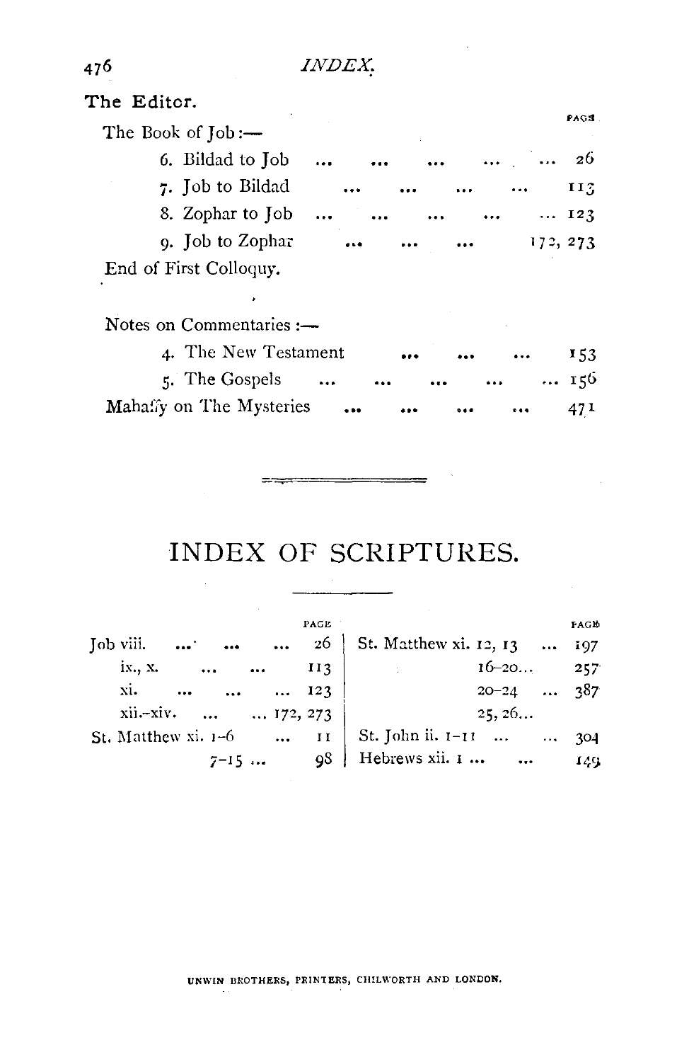**The Editor.**

PAGE

The Book of Job:—

6. Bildad to Job ... ... ... ... ... 26
7. Job to Bildad ... ... ... ... 113
8. Zophar to Job ... ... ... ... ... 123
9. Job to Zophar ... ... ... 172, 273

End of First Colloquy.

Notes on Commentaries:—

4. The New Testament ... ... ... 153
5. The Gospels ... ... ... ... ... 156

Mahaffy on The Mysteries ... ... ... ... 471

# INDEX OF SCRIPTURES.

| | PAGE |
|---|---|
| Job viii. ... ... ... | 26 |
| ix., x. ... ... | 113 |
| xi. ... ... ... | 123 |
| xii.–xiv. ... ... | 172, 273 |
| St. Matthew xi. 1–6 ... | 11 |
| 7–15 ... | 98 |
| St. Matthew xi. 12, 13 ... | 197 |
| 16–20... | 257 |
| 20–24 ... | 387 |
| 25, 26... | |
| St. John ii. 1–11 ... ... | 304 |
| Hebrews xii. 1 ... ... | 149 |

UNWIN BROTHERS, PRINTERS, CHILWORTH AND LONDON.